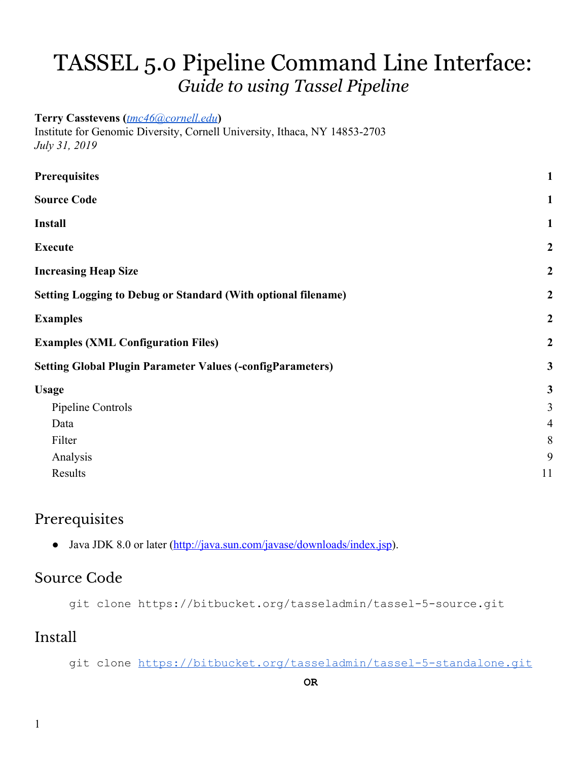# TASSEL 5.0 Pipeline Command Line Interface:
## *Guide to using Tassel Pipeline*

**Terry Casstevens (*tmc46@cornell.edu*)**
Institute for Genomic Diversity, Cornell University, Ithaca, NY 14853-2703
*July 31, 2019*

| | |
|---|---|
| **Prerequisites** | **1** |
| **Source Code** | **1** |
| **Install** | **1** |
| **Execute** | **2** |
| **Increasing Heap Size** | **2** |
| **Setting Logging to Debug or Standard (With optional filename)** | **2** |
| **Examples** | **2** |
| **Examples (XML Configuration Files)** | **2** |
| **Setting Global Plugin Parameter Values (-configParameters)** | **3** |
| **Usage** | **3** |
| Pipeline Controls | 3 |
| Data | 4 |
| Filter | 8 |
| Analysis | 9 |
| Results | 11 |

## Prerequisites

- Java JDK 8.0 or later (http://java.sun.com/javase/downloads/index.jsp).

## Source Code

```
git clone https://bitbucket.org/tasseladmin/tassel-5-source.git
```

## Install

```
git clone https://bitbucket.org/tasseladmin/tassel-5-standalone.git
```

**OR**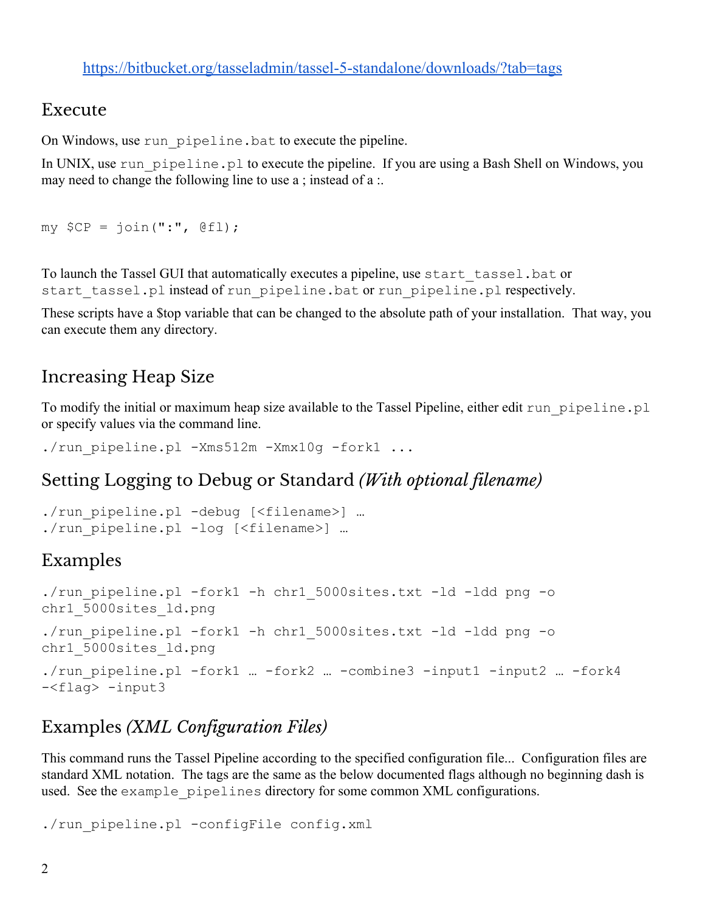https://bitbucket.org/tasseladmin/tassel-5-standalone/downloads/?tab=tags

## Execute

On Windows, use `run_pipeline.bat` to execute the pipeline.

In UNIX, use `run_pipeline.pl` to execute the pipeline. If you are using a Bash Shell on Windows, you may need to change the following line to use a ; instead of a :.

```
my $CP = join(":", @fl);
```

To launch the Tassel GUI that automatically executes a pipeline, use `start_tassel.bat` or `start_tassel.pl` instead of `run_pipeline.bat` or `run_pipeline.pl` respectively.

These scripts have a $top variable that can be changed to the absolute path of your installation. That way, you can execute them any directory.

## Increasing Heap Size

To modify the initial or maximum heap size available to the Tassel Pipeline, either edit `run_pipeline.pl` or specify values via the command line.

```
./run_pipeline.pl -Xms512m -Xmx10g -fork1 ...
```

## Setting Logging to Debug or Standard *(With optional filename)*

```
./run_pipeline.pl -debug [<filename>] …
./run_pipeline.pl -log [<filename>] …
```

## Examples

```
./run_pipeline.pl -fork1 -h chr1_5000sites.txt -ld -ldd png -o chr1_5000sites_ld.png
```

```
./run_pipeline.pl -fork1 -h chr1_5000sites.txt -ld -ldd png -o chr1_5000sites_ld.png
```

```
./run_pipeline.pl -fork1 … -fork2 … -combine3 -input1 -input2 … -fork4 -<flag> -input3
```

## Examples *(XML Configuration Files)*

This command runs the Tassel Pipeline according to the specified configuration file... Configuration files are standard XML notation. The tags are the same as the below documented flags although no beginning dash is used. See the `example_pipelines` directory for some common XML configurations.

```
./run_pipeline.pl -configFile config.xml
```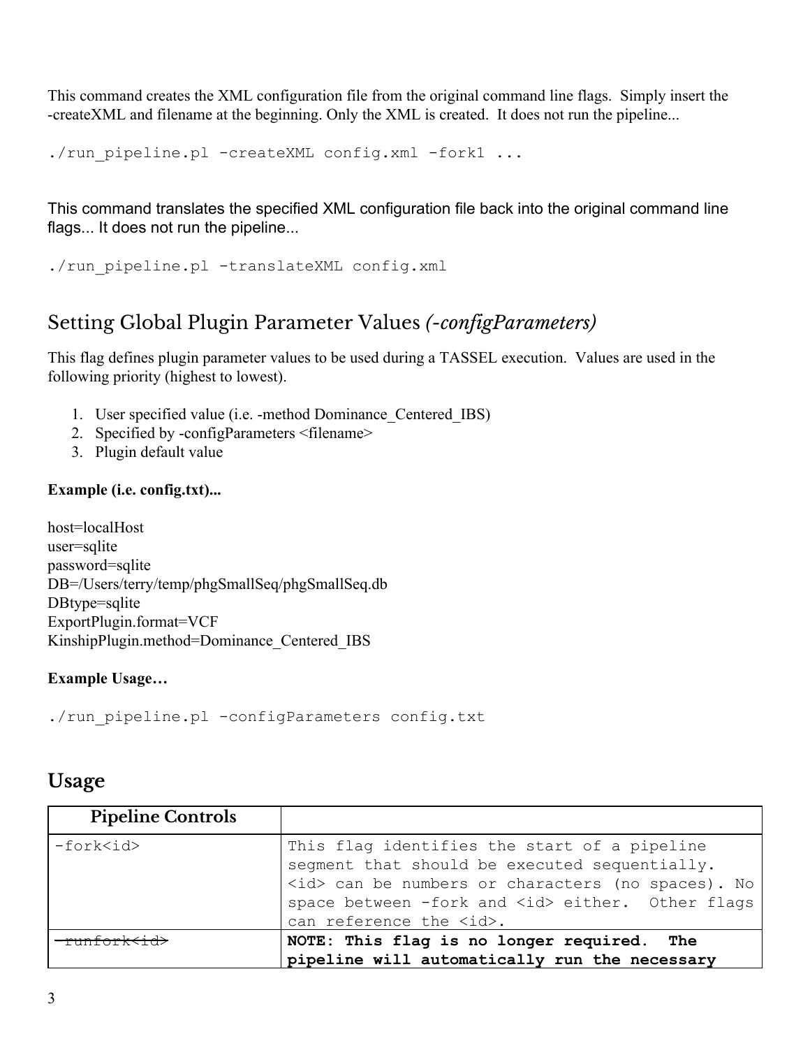This command creates the XML configuration file from the original command line flags. Simply insert the -createXML and filename at the beginning. Only the XML is created. It does not run the pipeline...

```
./run_pipeline.pl -createXML config.xml -fork1 ...
```

This command translates the specified XML configuration file back into the original command line flags... It does not run the pipeline...

```
./run_pipeline.pl -translateXML config.xml
```

## Setting Global Plugin Parameter Values *(-configParameters)*

This flag defines plugin parameter values to be used during a TASSEL execution. Values are used in the following priority (highest to lowest).

1. User specified value (i.e. -method Dominance_Centered_IBS)
2. Specified by -configParameters <filename>
3. Plugin default value

**Example (i.e. config.txt)...**

host=localHost
user=sqlite
password=sqlite
DB=/Users/terry/temp/phgSmallSeq/phgSmallSeq.db
DBtype=sqlite
ExportPlugin.format=VCF
KinshipPlugin.method=Dominance_Centered_IBS

**Example Usage…**

```
./run_pipeline.pl -configParameters config.txt
```

## Usage

| Pipeline Controls | |
|---|---|
| -fork<id> | This flag identifies the start of a pipeline segment that should be executed sequentially. <id> can be numbers or characters (no spaces). No space between -fork and <id> either. Other flags can reference the <id>. |
| ~~-runfork<id>~~ | **NOTE: This flag is no longer required. The pipeline will automatically run the necessary** |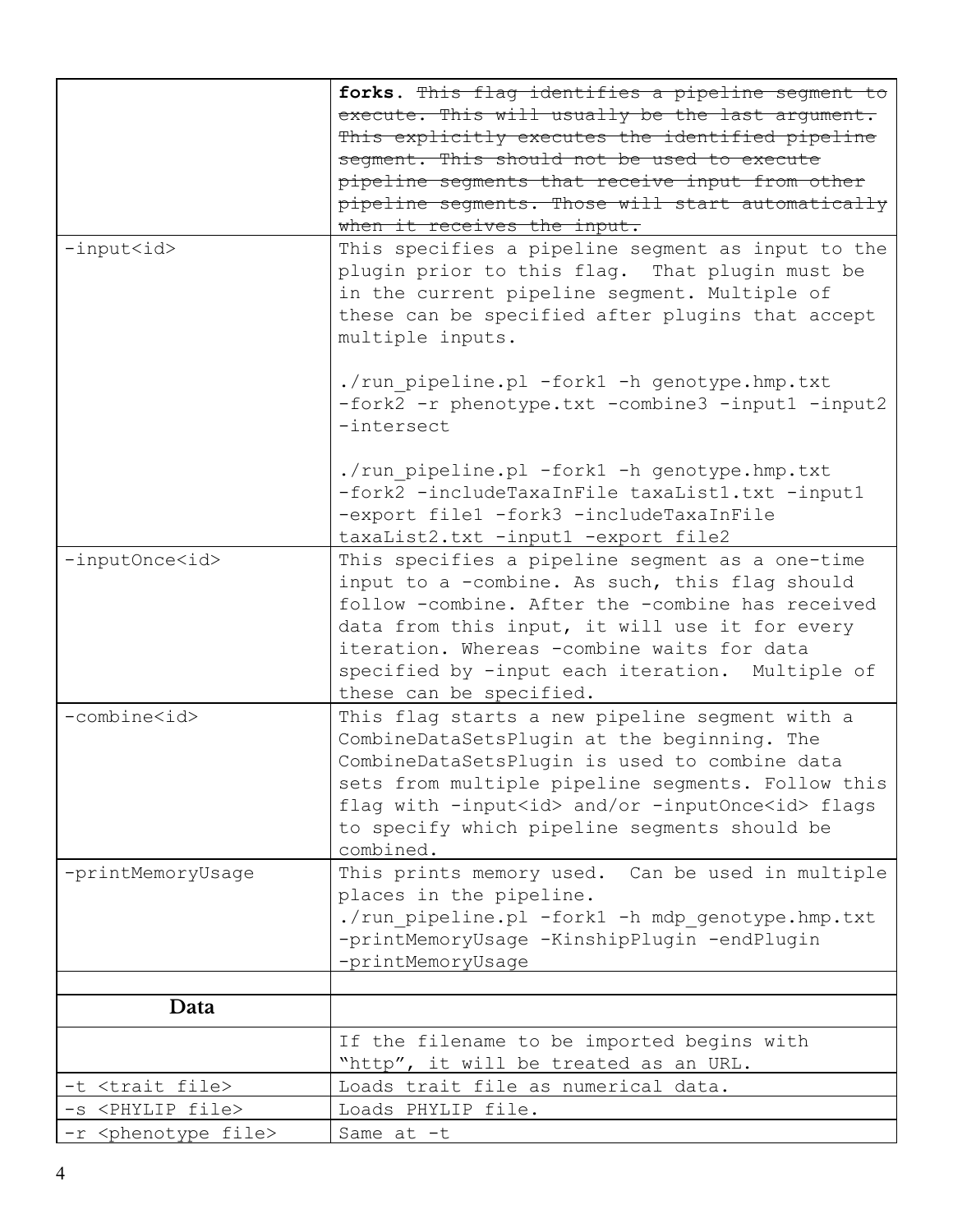| | |
|---|---|
| | **forks**. ~~This flag identifies a pipeline segment to execute. This will usually be the last argument. This explicitly executes the identified pipeline segment. This should not be used to execute pipeline segments that receive input from other pipeline segments. Those will start automatically when it receives the input.~~ |
| -input<id> | This specifies a pipeline segment as input to the plugin prior to this flag. That plugin must be in the current pipeline segment. Multiple of these can be specified after plugins that accept multiple inputs.<br><br>./run_pipeline.pl -fork1 -h genotype.hmp.txt -fork2 -r phenotype.txt -combine3 -input1 -input2 -intersect<br><br>./run_pipeline.pl -fork1 -h genotype.hmp.txt -fork2 -includeTaxaInFile taxaList1.txt -input1 -export file1 -fork3 -includeTaxaInFile taxaList2.txt -input1 -export file2 |
| -inputOnce<id> | This specifies a pipeline segment as a one-time input to a -combine. As such, this flag should follow -combine. After the -combine has received data from this input, it will use it for every iteration. Whereas -combine waits for data specified by -input each iteration. Multiple of these can be specified. |
| -combine<id> | This flag starts a new pipeline segment with a CombineDataSetsPlugin at the beginning. The CombineDataSetsPlugin is used to combine data sets from multiple pipeline segments. Follow this flag with -input<id> and/or -inputOnce<id> flags to specify which pipeline segments should be combined. |
| -printMemoryUsage | This prints memory used. Can be used in multiple places in the pipeline.<br>./run_pipeline.pl -fork1 -h mdp_genotype.hmp.txt -printMemoryUsage -KinshipPlugin -endPlugin -printMemoryUsage |
| | |
| **Data** | |
| | If the filename to be imported begins with "http", it will be treated as an URL. |
| -t <trait file> | Loads trait file as numerical data. |
| -s <PHYLIP file> | Loads PHYLIP file. |
| -r <phenotype file> | Same at -t |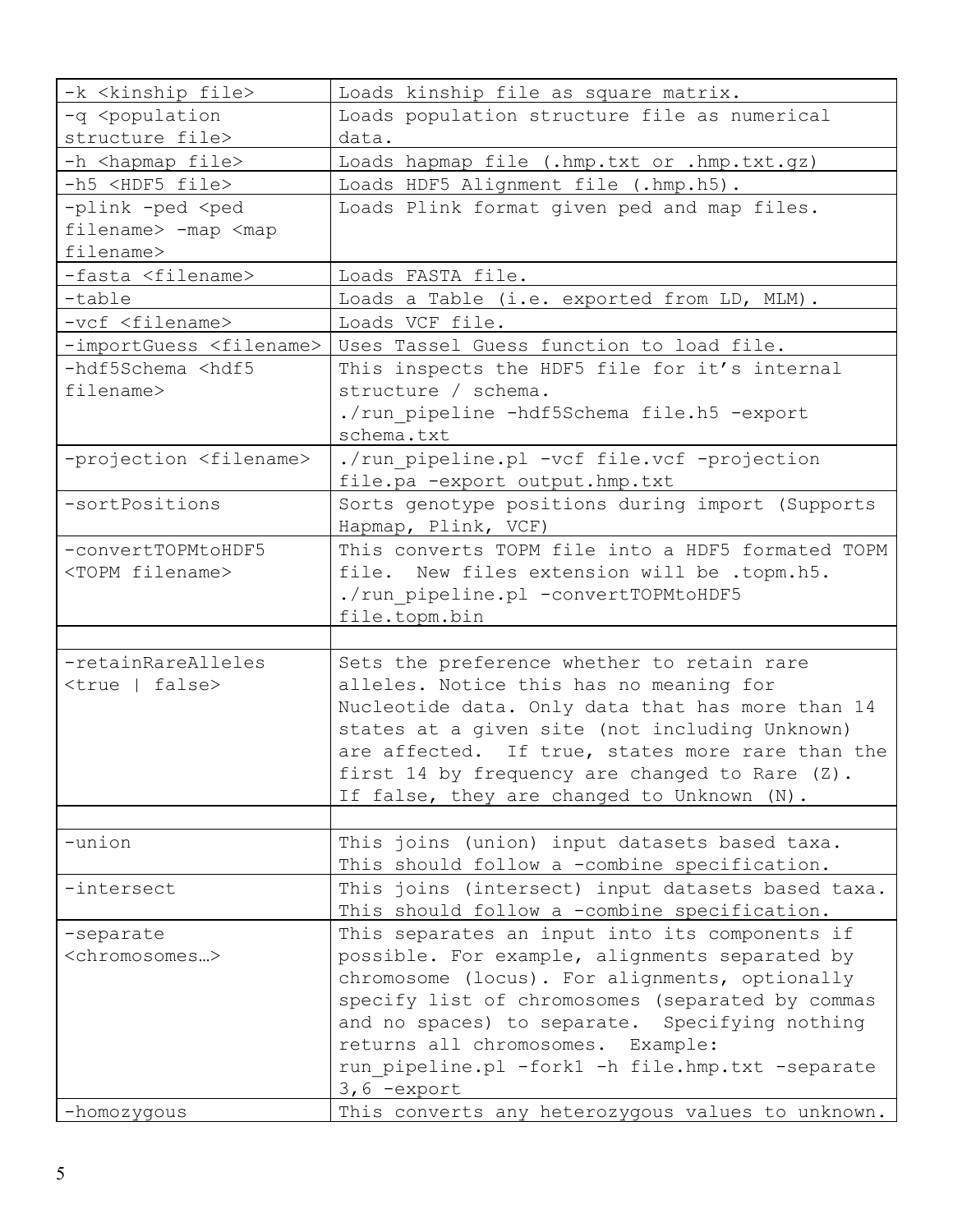| | |
|---|---|
| -k <kinship file> | Loads kinship file as square matrix. |
| -q <population structure file> | Loads population structure file as numerical data. |
| -h <hapmap file> | Loads hapmap file (.hmp.txt or .hmp.txt.gz) |
| -h5 <HDF5 file> | Loads HDF5 Alignment file (.hmp.h5). |
| -plink -ped <ped filename> -map <map filename> | Loads Plink format given ped and map files. |
| -fasta <filename> | Loads FASTA file. |
| -table | Loads a Table (i.e. exported from LD, MLM). |
| -vcf <filename> | Loads VCF file. |
| -importGuess <filename> | Uses Tassel Guess function to load file. |
| -hdf5Schema <hdf5 filename> | This inspects the HDF5 file for it's internal structure / schema. ./run_pipeline -hdf5Schema file.h5 -export schema.txt |
| -projection <filename> | ./run_pipeline.pl -vcf file.vcf -projection file.pa -export output.hmp.txt |
| -sortPositions | Sorts genotype positions during import (Supports Hapmap, Plink, VCF) |
| -convertTOPMtoHDF5 <TOPM filename> | This converts TOPM file into a HDF5 formated TOPM file. New files extension will be .topm.h5. ./run_pipeline.pl -convertTOPMtoHDF5 file.topm.bin |
| | |
| -retainRareAlleles <true \| false> | Sets the preference whether to retain rare alleles. Notice this has no meaning for Nucleotide data. Only data that has more than 14 states at a given site (not including Unknown) are affected. If true, states more rare than the first 14 by frequency are changed to Rare (Z). If false, they are changed to Unknown (N). |
| | |
| -union | This joins (union) input datasets based taxa. This should follow a -combine specification. |
| -intersect | This joins (intersect) input datasets based taxa. This should follow a -combine specification. |
| -separate <chromosomes…> | This separates an input into its components if possible. For example, alignments separated by chromosome (locus). For alignments, optionally specify list of chromosomes (separated by commas and no spaces) to separate. Specifying nothing returns all chromosomes. Example: run_pipeline.pl -fork1 -h file.hmp.txt -separate 3,6 -export |
| -homozygous | This converts any heterozygous values to unknown. |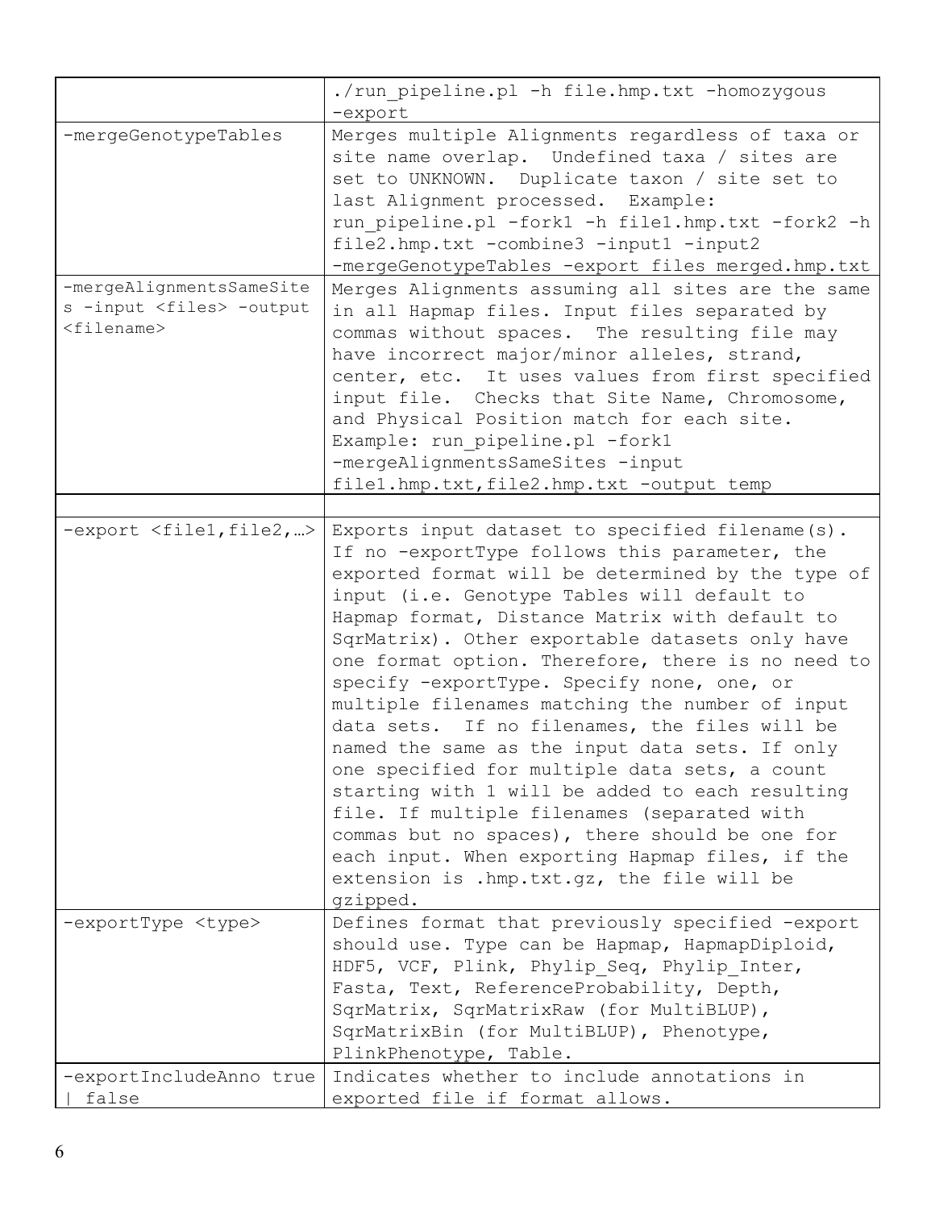| | |
|---|---|
| | ./run_pipeline.pl -h file.hmp.txt -homozygous -export |
| -mergeGenotypeTables | Merges multiple Alignments regardless of taxa or site name overlap. Undefined taxa / sites are set to UNKNOWN. Duplicate taxon / site set to last Alignment processed. Example: run_pipeline.pl -fork1 -h file1.hmp.txt -fork2 -h file2.hmp.txt -combine3 -input1 -input2 -mergeGenotypeTables -export files merged.hmp.txt |
| -mergeAlignmentsSameSites -input <files> -output <filename> | Merges Alignments assuming all sites are the same in all Hapmap files. Input files separated by commas without spaces. The resulting file may have incorrect major/minor alleles, strand, center, etc. It uses values from first specified input file. Checks that Site Name, Chromosome, and Physical Position match for each site. Example: run_pipeline.pl -fork1 -mergeAlignmentsSameSites -input file1.hmp.txt,file2.hmp.txt -output temp |
| | |
| -export <file1,file2,…> | Exports input dataset to specified filename(s). If no -exportType follows this parameter, the exported format will be determined by the type of input (i.e. Genotype Tables will default to Hapmap format, Distance Matrix with default to SqrMatrix). Other exportable datasets only have one format option. Therefore, there is no need to specify -exportType. Specify none, one, or multiple filenames matching the number of input data sets. If no filenames, the files will be named the same as the input data sets. If only one specified for multiple data sets, a count starting with 1 will be added to each resulting file. If multiple filenames (separated with commas but no spaces), there should be one for each input. When exporting Hapmap files, if the extension is .hmp.txt.gz, the file will be gzipped. |
| -exportType <type> | Defines format that previously specified -export should use. Type can be Hapmap, HapmapDiploid, HDF5, VCF, Plink, Phylip_Seq, Phylip_Inter, Fasta, Text, ReferenceProbability, Depth, SqrMatrix, SqrMatrixRaw (for MultiBLUP), SqrMatrixBin (for MultiBLUP), Phenotype, PlinkPhenotype, Table. |
| -exportIncludeAnno true \| false | Indicates whether to include annotations in exported file if format allows. |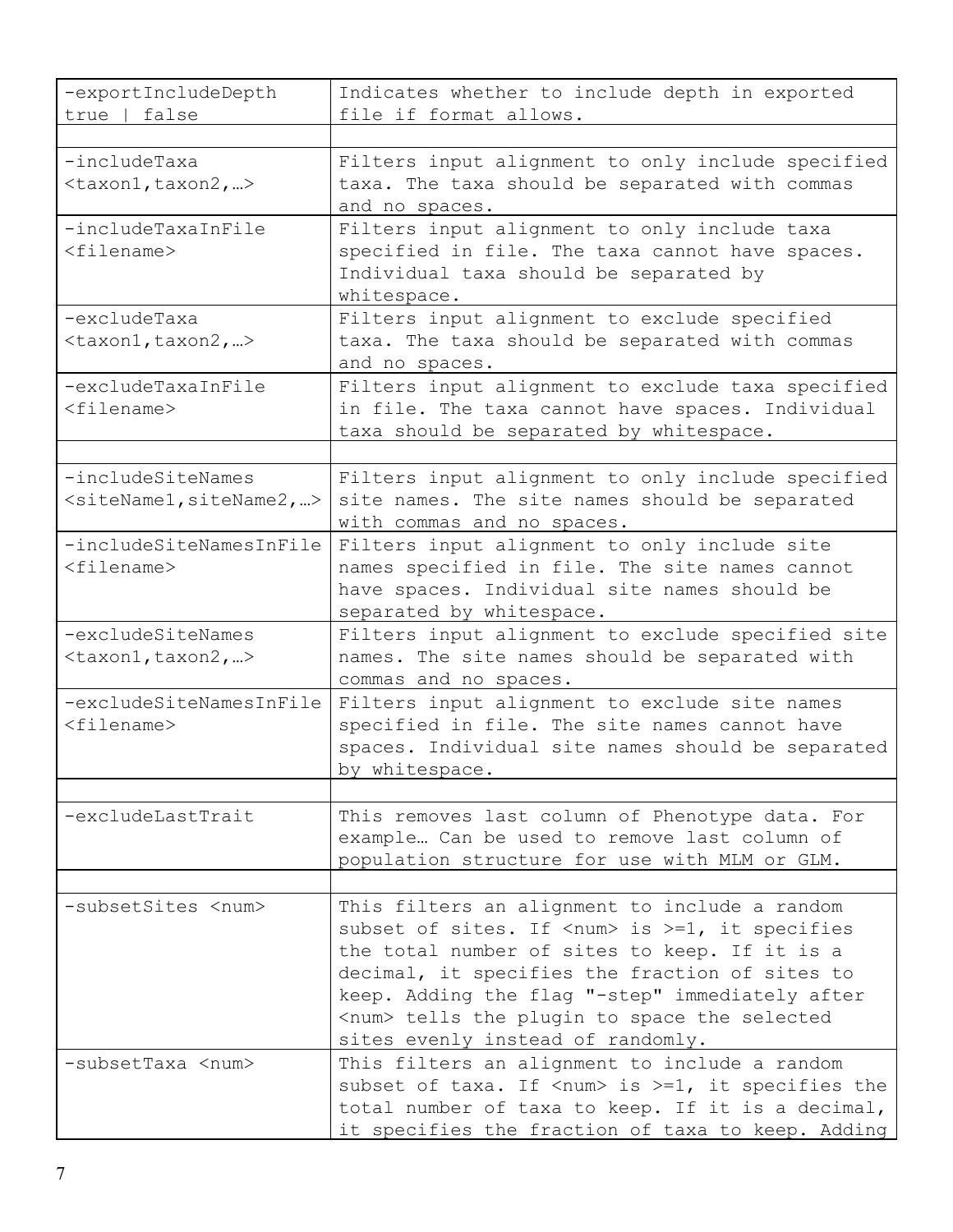| | |
|---|---|
| -exportIncludeDepth true \| false | Indicates whether to include depth in exported file if format allows. |
| | |
| -includeTaxa <taxon1,taxon2,…> | Filters input alignment to only include specified taxa. The taxa should be separated with commas and no spaces. |
| -includeTaxaInFile <filename> | Filters input alignment to only include taxa specified in file. The taxa cannot have spaces. Individual taxa should be separated by whitespace. |
| -excludeTaxa <taxon1,taxon2,…> | Filters input alignment to exclude specified taxa. The taxa should be separated with commas and no spaces. |
| -excludeTaxaInFile <filename> | Filters input alignment to exclude taxa specified in file. The taxa cannot have spaces. Individual taxa should be separated by whitespace. |
| | |
| -includeSiteNames <siteName1,siteName2,…> | Filters input alignment to only include specified site names. The site names should be separated with commas and no spaces. |
| -includeSiteNamesInFile <filename> | Filters input alignment to only include site names specified in file. The site names cannot have spaces. Individual site names should be separated by whitespace. |
| -excludeSiteNames <taxon1,taxon2,…> | Filters input alignment to exclude specified site names. The site names should be separated with commas and no spaces. |
| -excludeSiteNamesInFile <filename> | Filters input alignment to exclude site names specified in file. The site names cannot have spaces. Individual site names should be separated by whitespace. |
| | |
| -excludeLastTrait | This removes last column of Phenotype data. For example… Can be used to remove last column of population structure for use with MLM or GLM. |
| | |
| -subsetSites <num> | This filters an alignment to include a random subset of sites. If <num> is >=1, it specifies the total number of sites to keep. If it is a decimal, it specifies the fraction of sites to keep. Adding the flag "-step" immediately after <num> tells the plugin to space the selected sites evenly instead of randomly. |
| -subsetTaxa <num> | This filters an alignment to include a random subset of taxa. If <num> is >=1, it specifies the total number of taxa to keep. If it is a decimal, it specifies the fraction of taxa to keep. Adding |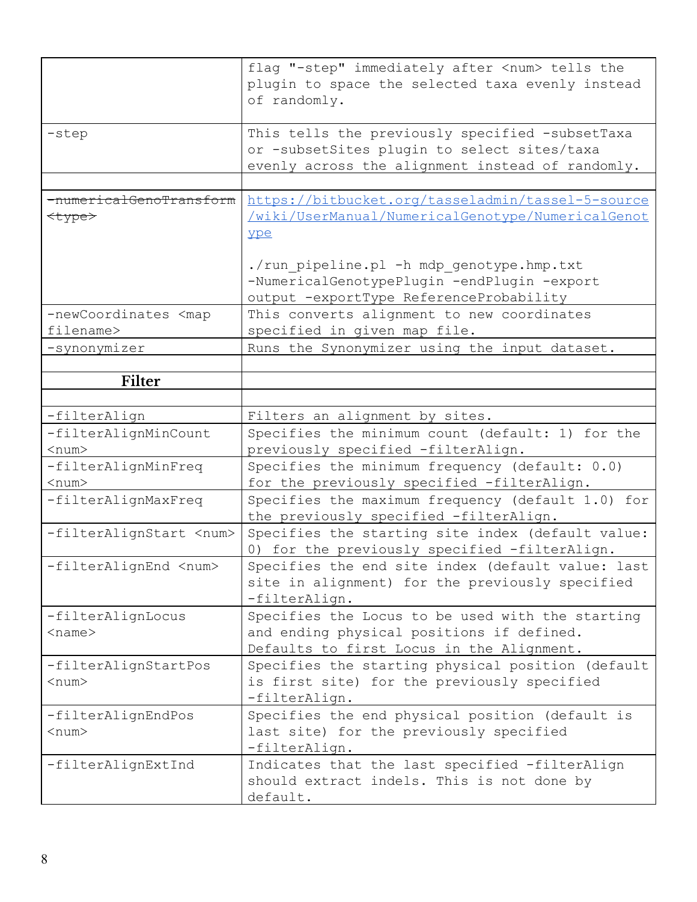| | |
|---|---|
| | flag "-step" immediately after <num> tells the plugin to space the selected taxa evenly instead of randomly. |
| -step | This tells the previously specified -subsetTaxa or -subsetSites plugin to select sites/taxa evenly across the alignment instead of randomly. |
| | |
| ~~-numericalGenoTransform <type>~~ | [https://bitbucket.org/tasseladmin/tassel-5-source/wiki/UserManual/NumericalGenotype/NumericalGenotype](https://bitbucket.org/tasseladmin/tassel-5-source/wiki/UserManual/NumericalGenotype/NumericalGenotype) <br><br> ./run_pipeline.pl -h mdp_genotype.hmp.txt -NumericalGenotypePlugin -endPlugin -export output -exportType ReferenceProbability |
| -newCoordinates <map filename> | This converts alignment to new coordinates specified in given map file. |
| -synonymizer | Runs the Synonymizer using the input dataset. |
| | |
| **Filter** | |
| | |
| -filterAlign | Filters an alignment by sites. |
| -filterAlignMinCount <num> | Specifies the minimum count (default: 1) for the previously specified -filterAlign. |
| -filterAlignMinFreq <num> | Specifies the minimum frequency (default: 0.0) for the previously specified -filterAlign. |
| -filterAlignMaxFreq | Specifies the maximum frequency (default 1.0) for the previously specified -filterAlign. |
| -filterAlignStart <num> | Specifies the starting site index (default value: 0) for the previously specified -filterAlign. |
| -filterAlignEnd <num> | Specifies the end site index (default value: last site in alignment) for the previously specified -filterAlign. |
| -filterAlignLocus <name> | Specifies the Locus to be used with the starting and ending physical positions if defined. Defaults to first Locus in the Alignment. |
| -filterAlignStartPos <num> | Specifies the starting physical position (default is first site) for the previously specified -filterAlign. |
| -filterAlignEndPos <num> | Specifies the end physical position (default is last site) for the previously specified -filterAlign. |
| -filterAlignExtInd | Indicates that the last specified -filterAlign should extract indels. This is not done by default. |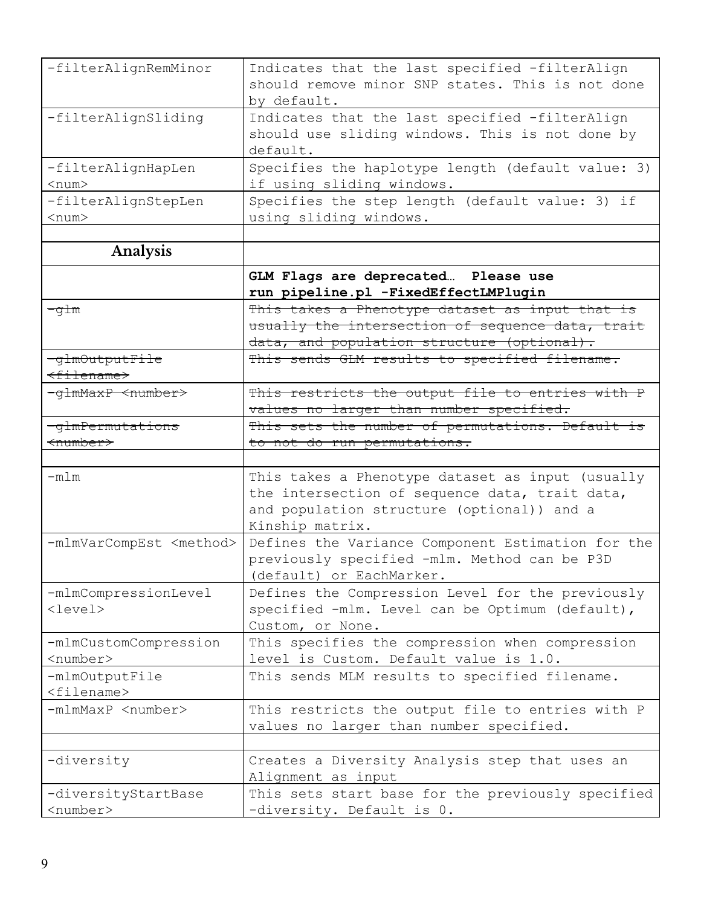| | |
|---|---|
| -filterAlignRemMinor | Indicates that the last specified -filterAlign should remove minor SNP states. This is not done by default. |
| -filterAlignSliding | Indicates that the last specified -filterAlign should use sliding windows. This is not done by default. |
| -filterAlignHapLen <num> | Specifies the haplotype length (default value: 3) if using sliding windows. |
| -filterAlignStepLen <num> | Specifies the step length (default value: 3) if using sliding windows. |
| | |
| **Analysis** | |
| | **GLM Flags are deprecated… Please use run pipeline.pl -FixedEffectLMPlugin** |
| ~~-glm~~ | ~~This takes a Phenotype dataset as input that is usually the intersection of sequence data, trait data, and population structure (optional).~~ |
| ~~-glmOutputFile <filename>~~ | ~~This sends GLM results to specified filename.~~ |
| ~~-glmMaxP <number>~~ | ~~This restricts the output file to entries with P values no larger than number specified.~~ |
| ~~-glmPermutations <number>~~ | ~~This sets the number of permutations. Default is to not do run permutations.~~ |
| | |
| -mlm | This takes a Phenotype dataset as input (usually the intersection of sequence data, trait data, and population structure (optional)) and a Kinship matrix. |
| -mlmVarCompEst <method> | Defines the Variance Component Estimation for the previously specified -mlm. Method can be P3D (default) or EachMarker. |
| -mlmCompressionLevel <level> | Defines the Compression Level for the previously specified -mlm. Level can be Optimum (default), Custom, or None. |
| -mlmCustomCompression <number> | This specifies the compression when compression level is Custom. Default value is 1.0. |
| -mlmOutputFile <filename> | This sends MLM results to specified filename. |
| -mlmMaxP <number> | This restricts the output file to entries with P values no larger than number specified. |
| | |
| -diversity | Creates a Diversity Analysis step that uses an Alignment as input |
| -diversityStartBase <number> | This sets start base for the previously specified -diversity. Default is 0. |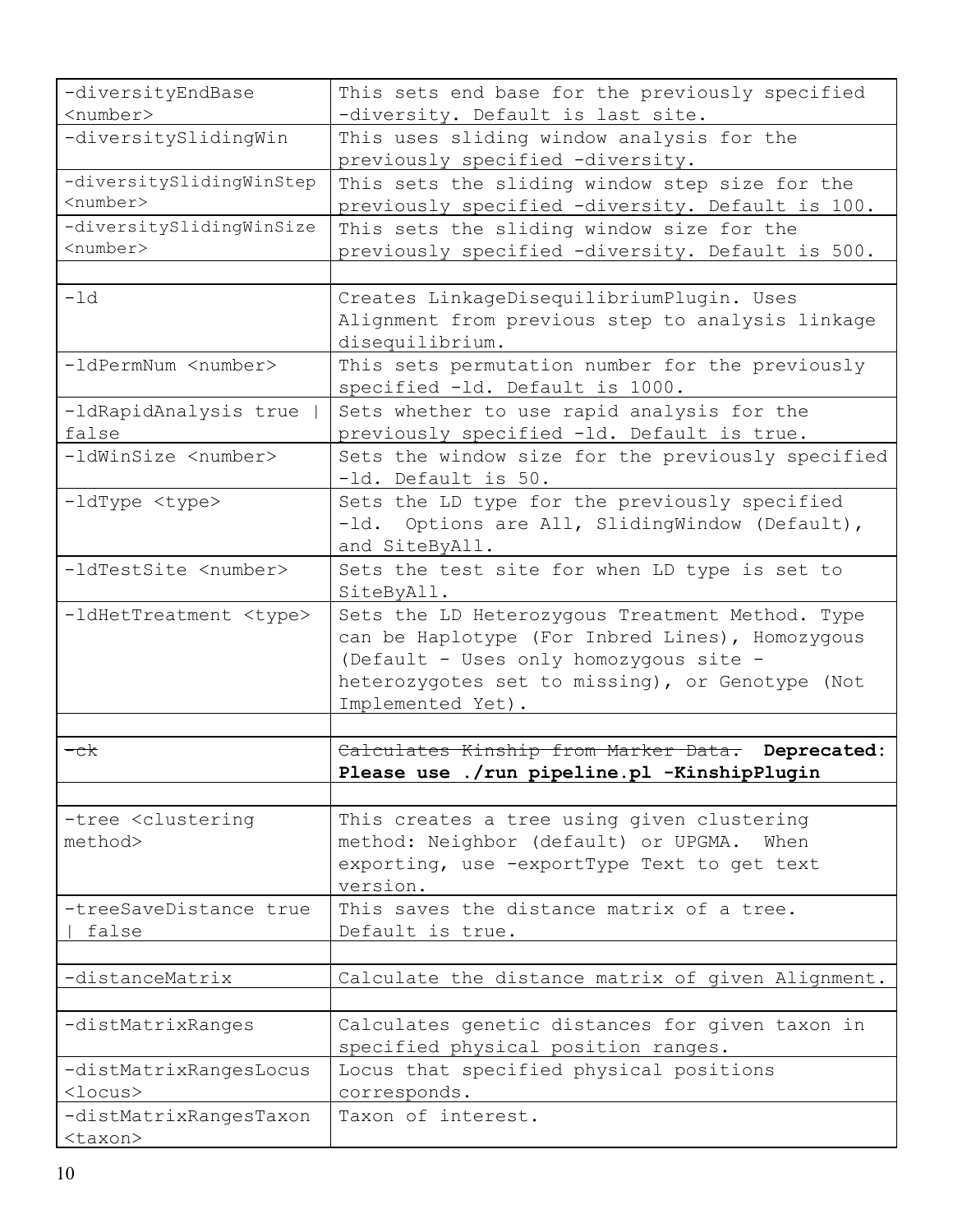| | |
|---|---|
| -diversityEndBase <number> | This sets end base for the previously specified -diversity. Default is last site. |
| -diversitySlidingWin | This uses sliding window analysis for the previously specified -diversity. |
| -diversitySlidingWinStep <number> | This sets the sliding window step size for the previously specified -diversity. Default is 100. |
| -diversitySlidingWinSize <number> | This sets the sliding window size for the previously specified -diversity. Default is 500. |
| | |
| -ld | Creates LinkageDisequilibriumPlugin. Uses Alignment from previous step to analysis linkage disequilibrium. |
| -ldPermNum <number> | This sets permutation number for the previously specified -ld. Default is 1000. |
| -ldRapidAnalysis true \| false | Sets whether to use rapid analysis for the previously specified -ld. Default is true. |
| -ldWinSize <number> | Sets the window size for the previously specified -ld. Default is 50. |
| -ldType <type> | Sets the LD type for the previously specified -ld. Options are All, SlidingWindow (Default), and SiteByAll. |
| -ldTestSite <number> | Sets the test site for when LD type is set to SiteByAll. |
| -ldHetTreatment <type> | Sets the LD Heterozygous Treatment Method. Type can be Haplotype (For Inbred Lines), Homozygous (Default - Uses only homozygous site - heterozygotes set to missing), or Genotype (Not Implemented Yet). |
| | |
| ~~-ck~~ | ~~Calculates Kinship from Marker Data.~~ **Deprecated: Please use ./run pipeline.pl -KinshipPlugin** |
| | |
| -tree <clustering method> | This creates a tree using given clustering method: Neighbor (default) or UPGMA. When exporting, use -exportType Text to get text version. |
| -treeSaveDistance true \| false | This saves the distance matrix of a tree. Default is true. |
| | |
| -distanceMatrix | Calculate the distance matrix of given Alignment. |
| | |
| -distMatrixRanges | Calculates genetic distances for given taxon in specified physical position ranges. |
| -distMatrixRangesLocus <locus> | Locus that specified physical positions corresponds. |
| -distMatrixRangesTaxon <taxon> | Taxon of interest. |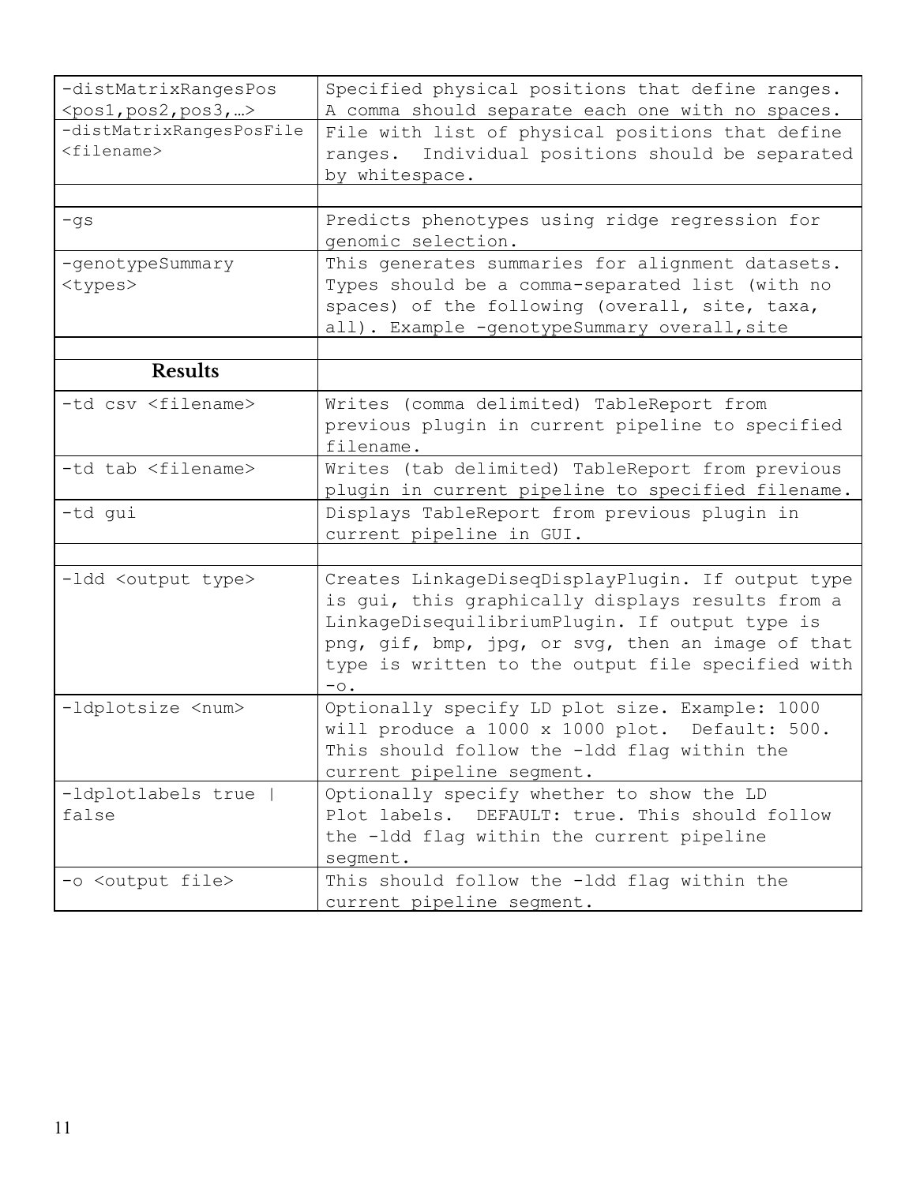| | |
|---|---|
| -distMatrixRangesPos <pos1,pos2,pos3,…> | Specified physical positions that define ranges. A comma should separate each one with no spaces. |
| -distMatrixRangesPosFile <filename> | File with list of physical positions that define ranges. Individual positions should be separated by whitespace. |
| | |
| -gs | Predicts phenotypes using ridge regression for genomic selection. |
| -genotypeSummary <types> | This generates summaries for alignment datasets. Types should be a comma-separated list (with no spaces) of the following (overall, site, taxa, all). Example -genotypeSummary overall,site |
| | |
| **Results** | |
| -td csv <filename> | Writes (comma delimited) TableReport from previous plugin in current pipeline to specified filename. |
| -td tab <filename> | Writes (tab delimited) TableReport from previous plugin in current pipeline to specified filename. |
| -td gui | Displays TableReport from previous plugin in current pipeline in GUI. |
| | |
| -ldd <output type> | Creates LinkageDiseqDisplayPlugin. If output type is gui, this graphically displays results from a LinkageDisequilibriumPlugin. If output type is png, gif, bmp, jpg, or svg, then an image of that type is written to the output file specified with -o. |
| -ldplotsize <num> | Optionally specify LD plot size. Example: 1000 will produce a 1000 x 1000 plot. Default: 500. This should follow the -ldd flag within the current pipeline segment. |
| -ldplotlabels true \| false | Optionally specify whether to show the LD Plot labels. DEFAULT: true. This should follow the -ldd flag within the current pipeline segment. |
| -o <output file> | This should follow the -ldd flag within the current pipeline segment. |